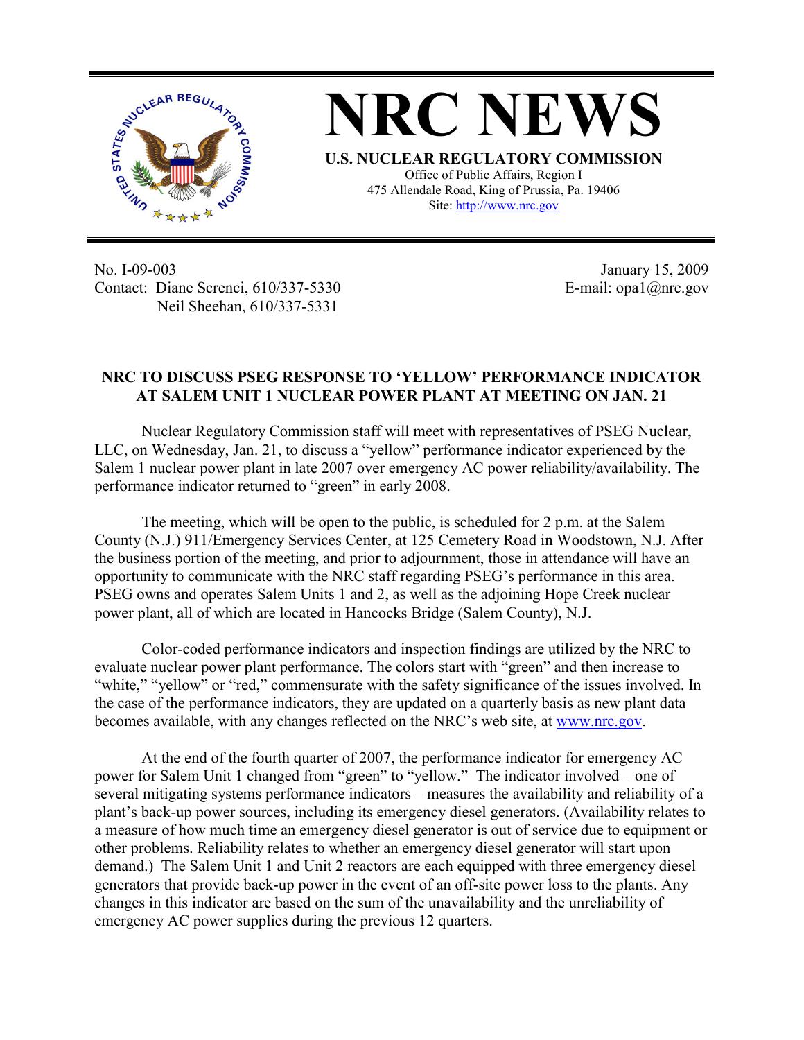# NRC NEWS

**U.S. NUCLEAR REGULATORY COMMISSION**

Office of Public Affairs, Region I
475 Allendale Road, King of Prussia, Pa. 19406
Site: http://www.nrc.gov

No. I-09-003
Contact: Diane Screnci, 610/337-5330
Neil Sheehan, 610/337-5331

January 15, 2009
E-mail: opa1@nrc.gov

## NRC TO DISCUSS PSEG RESPONSE TO 'YELLOW' PERFORMANCE INDICATOR AT SALEM UNIT 1 NUCLEAR POWER PLANT AT MEETING ON JAN. 21

Nuclear Regulatory Commission staff will meet with representatives of PSEG Nuclear, LLC, on Wednesday, Jan. 21, to discuss a "yellow" performance indicator experienced by the Salem 1 nuclear power plant in late 2007 over emergency AC power reliability/availability. The performance indicator returned to "green" in early 2008.

The meeting, which will be open to the public, is scheduled for 2 p.m. at the Salem County (N.J.) 911/Emergency Services Center, at 125 Cemetery Road in Woodstown, N.J. After the business portion of the meeting, and prior to adjournment, those in attendance will have an opportunity to communicate with the NRC staff regarding PSEG's performance in this area. PSEG owns and operates Salem Units 1 and 2, as well as the adjoining Hope Creek nuclear power plant, all of which are located in Hancocks Bridge (Salem County), N.J.

Color-coded performance indicators and inspection findings are utilized by the NRC to evaluate nuclear power plant performance. The colors start with "green" and then increase to "white," "yellow" or "red," commensurate with the safety significance of the issues involved. In the case of the performance indicators, they are updated on a quarterly basis as new plant data becomes available, with any changes reflected on the NRC's web site, at www.nrc.gov.

At the end of the fourth quarter of 2007, the performance indicator for emergency AC power for Salem Unit 1 changed from "green" to "yellow." The indicator involved – one of several mitigating systems performance indicators – measures the availability and reliability of a plant's back-up power sources, including its emergency diesel generators. (Availability relates to a measure of how much time an emergency diesel generator is out of service due to equipment or other problems. Reliability relates to whether an emergency diesel generator will start upon demand.) The Salem Unit 1 and Unit 2 reactors are each equipped with three emergency diesel generators that provide back-up power in the event of an off-site power loss to the plants. Any changes in this indicator are based on the sum of the unavailability and the unreliability of emergency AC power supplies during the previous 12 quarters.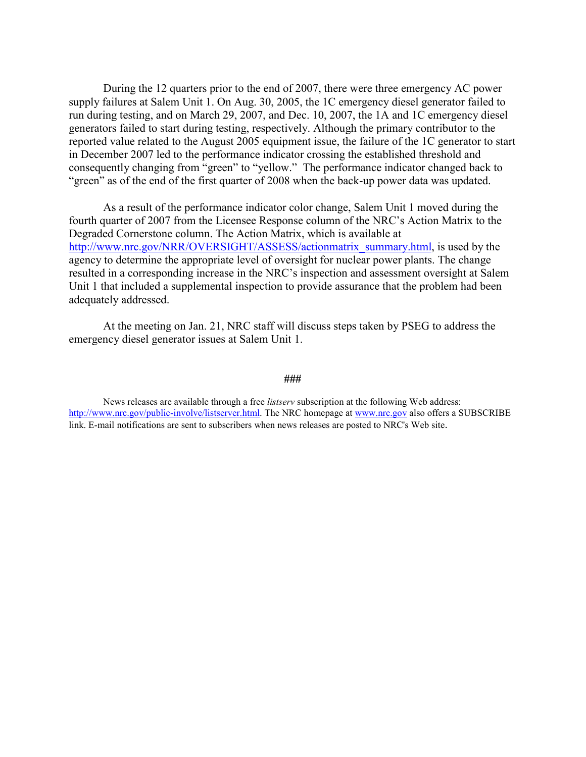During the 12 quarters prior to the end of 2007, there were three emergency AC power supply failures at Salem Unit 1. On Aug. 30, 2005, the 1C emergency diesel generator failed to run during testing, and on March 29, 2007, and Dec. 10, 2007, the 1A and 1C emergency diesel generators failed to start during testing, respectively. Although the primary contributor to the reported value related to the August 2005 equipment issue, the failure of the 1C generator to start in December 2007 led to the performance indicator crossing the established threshold and consequently changing from "green" to "yellow." The performance indicator changed back to "green" as of the end of the first quarter of 2008 when the back-up power data was updated.

As a result of the performance indicator color change, Salem Unit 1 moved during the fourth quarter of 2007 from the Licensee Response column of the NRC's Action Matrix to the Degraded Cornerstone column. The Action Matrix, which is available at http://www.nrc.gov/NRR/OVERSIGHT/ASSESS/actionmatrix_summary.html, is used by the agency to determine the appropriate level of oversight for nuclear power plants. The change resulted in a corresponding increase in the NRC's inspection and assessment oversight at Salem Unit 1 that included a supplemental inspection to provide assurance that the problem had been adequately addressed.

At the meeting on Jan. 21, NRC staff will discuss steps taken by PSEG to address the emergency diesel generator issues at Salem Unit 1.

###

News releases are available through a free *listserv* subscription at the following Web address: http://www.nrc.gov/public-involve/listserver.html. The NRC homepage at www.nrc.gov also offers a SUBSCRIBE link. E-mail notifications are sent to subscribers when news releases are posted to NRC's Web site.